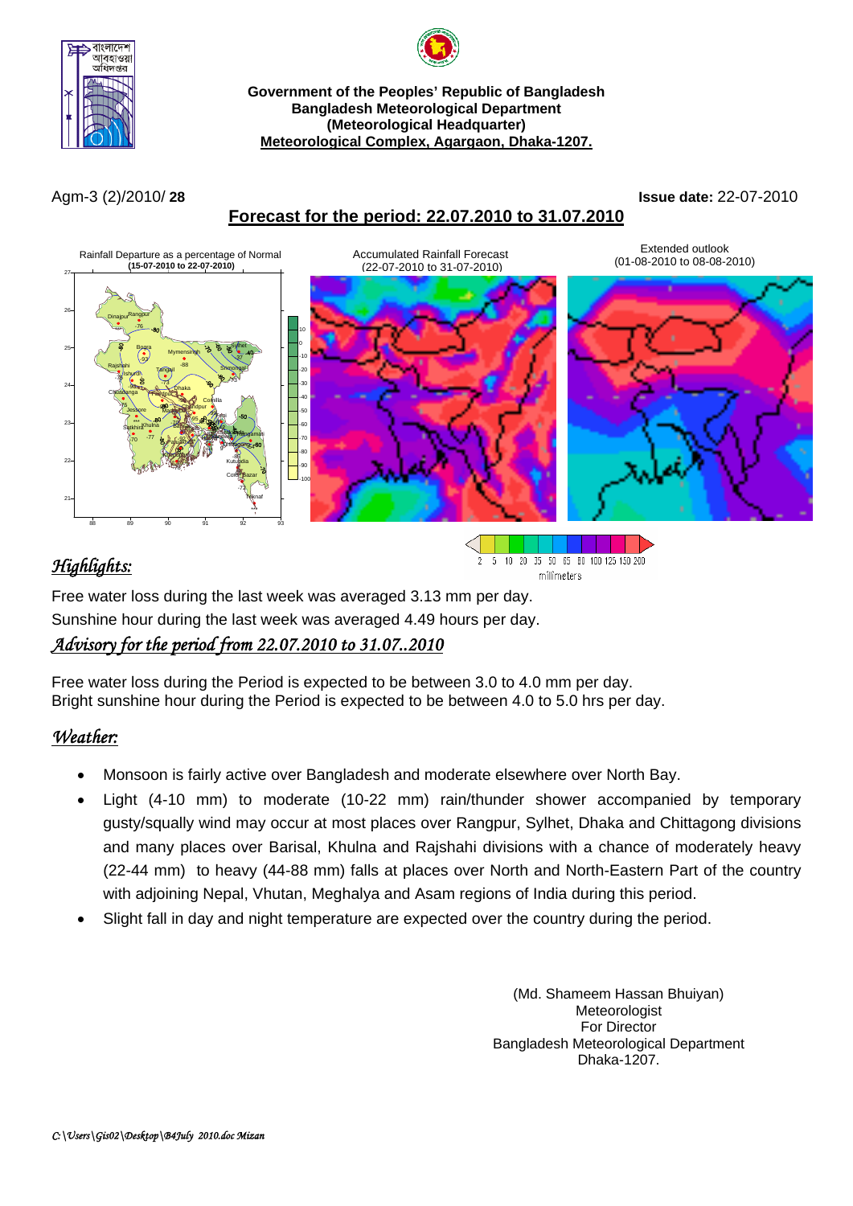Government of the Peoples' Republic of Bangladesh
Bangladesh Meteorological Department
(Meteorological Headquarter)
Meteorological Complex, Agargaon, Dhaka-1207.

Agm-3 (2)/2010/ **28** **Issue date:** 22-07-2010

## Forecast for the period: 22.07.2010 to 31.07.2010

Rainfall Departure as a percentage of Normal (15-07-2010 to 22-07-2010)

Accumulated Rainfall Forecast (22-07-2010 to 31-07-2010)

Extended outlook (01-08-2010 to 08-08-2010)

## *Highlights:*

Free water loss during the last week was averaged 3.13 mm per day.
Sunshine hour during the last week was averaged 4.49 hours per day.

## *Advisory for the period from 22.07.2010 to 31.07..2010*

Free water loss during the Period is expected to be between 3.0 to 4.0 mm per day.
Bright sunshine hour during the Period is expected to be between 4.0 to 5.0 hrs per day.

## *Weather:*

- Monsoon is fairly active over Bangladesh and moderate elsewhere over North Bay.
- Light (4-10 mm) to moderate (10-22 mm) rain/thunder shower accompanied by temporary gusty/squally wind may occur at most places over Rangpur, Sylhet, Dhaka and Chittagong divisions and many places over Barisal, Khulna and Rajshahi divisions with a chance of moderately heavy (22-44 mm) to heavy (44-88 mm) falls at places over North and North-Eastern Part of the country with adjoining Nepal, Vhutan, Meghalya and Asam regions of India during this period.
- Slight fall in day and night temperature are expected over the country during the period.

(Md. Shameem Hassan Bhuiyan)
Meteorologist
For Director
Bangladesh Meteorological Department
Dhaka-1207.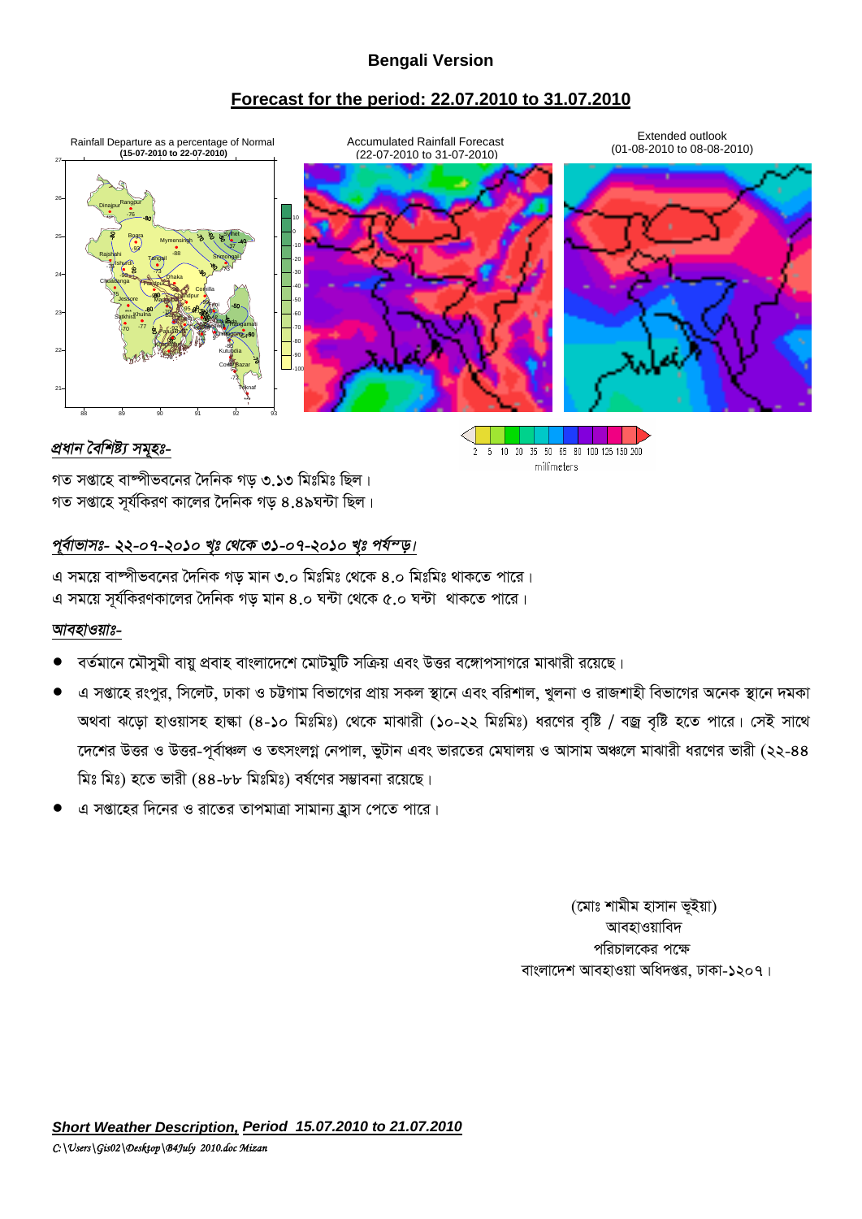## Bengali Version

## Forecast for the period: 22.07.2010 to 31.07.2010

Rainfall Departure as a percentage of Normal **(15-07-2010 to 22-07-2010)**

Accumulated Rainfall Forecast (22-07-2010 to 31-07-2010)

Extended outlook (01-08-2010 to 08-08-2010)

2 5 10 20 35 50 65 80 100 125 150 200 millimeters

### *প্রধান বৈশিষ্ট্য সমূহঃ-*

গত সপ্তাহে বাষ্পীভবনের দৈনিক গড় ৩.১৩ মিঃমিঃ ছিল।
গত সপ্তাহে সূর্যকিরণ কালের দৈনিক গড় ৪.৪৯ঘন্টা ছিল।

### *পূর্বাভাসঃ- ২২-০৭-২০১০ খৃঃ থেকে ৩১-০৭-২০১০ খৃঃ পর্যন্ত।*

এ সময়ে বাষ্পীভবনের দৈনিক গড় মান ৩.০ মিঃমিঃ থেকে ৪.০ মিঃমিঃ থাকতে পারে।
এ সময়ে সূর্যকিরণকালের দৈনিক গড় মান ৪.০ ঘন্টা থেকে ৫.০ ঘন্টা থাকতে পারে।

### *আবহাওয়াঃ-*

- বর্তমানে মৌসুমী বায়ু প্রবাহ বাংলাদেশে মোটামুটি সক্রিয় এবং উত্তর বঙ্গোপসাগরে মাঝারী রয়েছে।
- এ সপ্তাহে রংপুর, সিলেট, ঢাকা ও চট্টগ্রাম বিভাগের প্রায় সকল স্থানে এবং বরিশাল, খুলনা ও রাজশাহী বিভাগের অনেক স্থানে দমকা অথবা ঝড়ো হাওয়াসহ হাল্কা (৪-১০ মিঃমিঃ) থেকে মাঝারী (১০-২২ মিঃমিঃ) ধরণের বৃষ্টি / বজ্র বৃষ্টি হতে পারে। সেই সাথে দেশের উত্তর ও উত্তর-পূর্বাঞ্চল ও তৎসংলগ্ন নেপাল, ভুটান এবং ভারতের মেঘালয় ও আসাম অঞ্চলে মাঝারী ধরণের ভারী (২২-৪৪ মিঃ মিঃ) হতে ভারী (৪৪-৮৮ মিঃমিঃ) বর্ষণের সম্ভাবনা রয়েছে।
- এ সপ্তাহের দিনের ও রাতের তাপমাত্রা সামান্য হ্রাস পেতে পারে।

(মোঃ শামীম হাসান ভূইয়া)
আবহাওয়াবিদ
পরিচালকের পক্ষে
বাংলাদেশ আবহাওয়া অধিদপ্তর, ঢাকা-১২০৭।

***Short Weather Description, Period 15.07.2010 to 21.07.2010***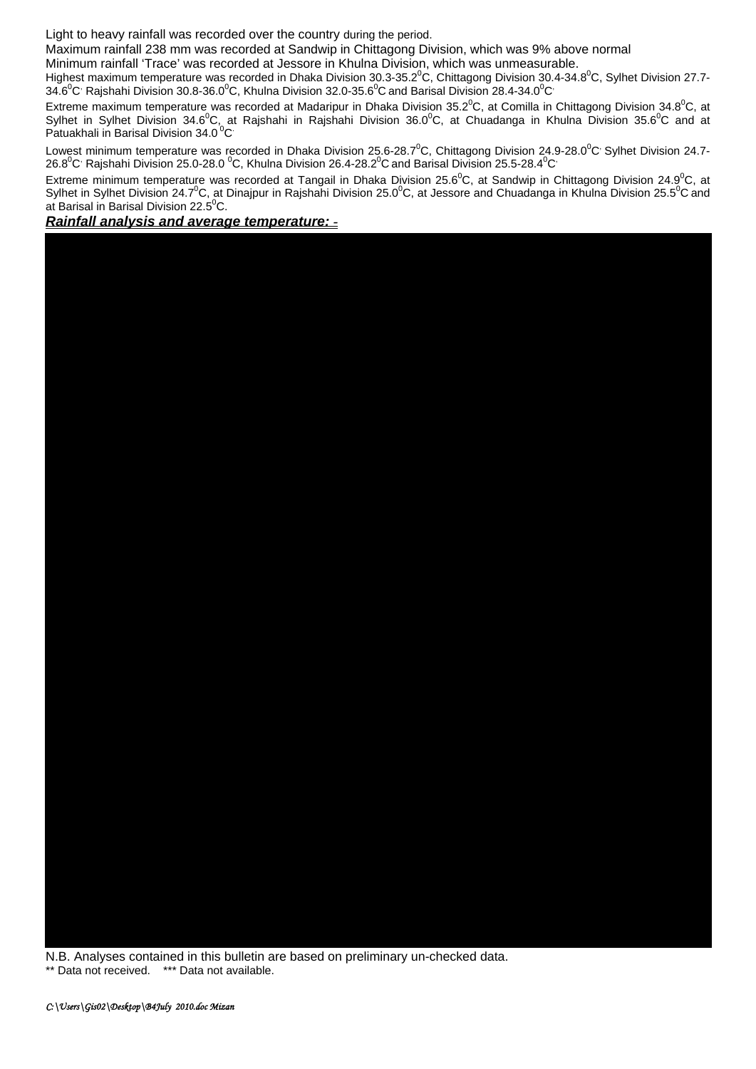Light to heavy rainfall was recorded over the country during the period.

Maximum rainfall 238 mm was recorded at Sandwip in Chittagong Division, which was 9% above normal

Minimum rainfall 'Trace' was recorded at Jessore in Khulna Division, which was unmeasurable.

Highest maximum temperature was recorded in Dhaka Division 30.3-35.2$^0$C, Chittagong Division 30.4-34.8$^0$C, Sylhet Division 27.7-34.6$^0$C, Rajshahi Division 30.8-36.0$^0$C, Khulna Division 32.0-35.6$^0$C and Barisal Division 28.4-34.0$^0$C.

Extreme maximum temperature was recorded at Madaripur in Dhaka Division 35.2$^0$C, at Comilla in Chittagong Division 34.8$^0$C, at Sylhet in Sylhet Division 34.6$^0$C, at Rajshahi in Rajshahi Division 36.0$^0$C, at Chuadanga in Khulna Division 35.6$^0$C and at Patuakhali in Barisal Division 34.0 $^0$C.

Lowest minimum temperature was recorded in Dhaka Division 25.6-28.7$^0$C, Chittagong Division 24.9-28.0$^0$C, Sylhet Division 24.7-26.8$^0$C, Rajshahi Division 25.0-28.0 $^0$C, Khulna Division 26.4-28.2$^0$C and Barisal Division 25.5-28.4$^0$C.

Extreme minimum temperature was recorded at Tangail in Dhaka Division 25.6$^0$C, at Sandwip in Chittagong Division 24.9$^0$C, at Sylhet in Sylhet Division 24.7$^0$C, at Dinajpur in Rajshahi Division 25.0$^0$C, at Jessore and Chuadanga in Khulna Division 25.5$^0$C and at Barisal in Barisal Division 22.5$^0$C.

***Rainfall analysis and average temperature: -***

N.B. Analyses contained in this bulletin are based on preliminary un-checked data.

** Data not received. *** Data not available.